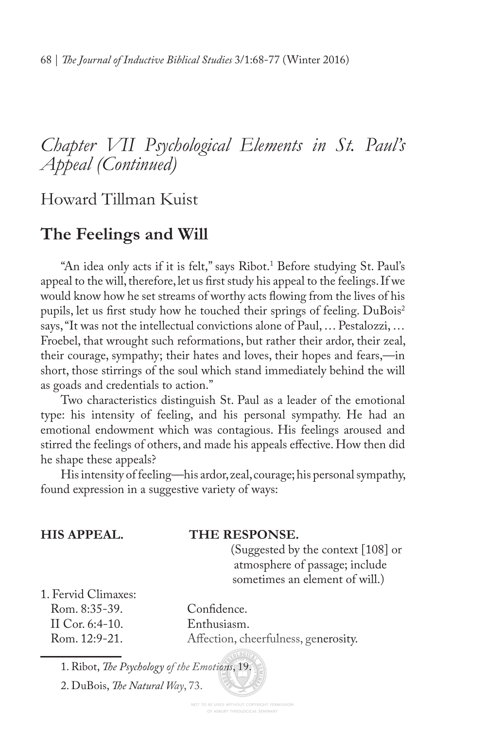# *Chapter VII Psychological Elements in St. Paul's Appeal (Continued)*

Howard Tillman Kuist

## The Feelings and Will

"An idea only acts if it is felt," says Ribot.[1] Before studying St. Paul's appeal to the will, therefore, let us first study his appeal to the feelings. If we would know how he set streams of worthy acts flowing from the lives of his pupils, let us first study how he touched their springs of feeling. DuBois[2] says, "It was not the intellectual convictions alone of Paul, … Pestalozzi, … Froebel, that wrought such reformations, but rather their ardor, their zeal, their courage, sympathy; their hates and loves, their hopes and fears,—in short, those stirrings of the soul which stand immediately behind the will as goads and credentials to action."

Two characteristics distinguish St. Paul as a leader of the emotional type: his intensity of feeling, and his personal sympathy. He had an emotional endowment which was contagious. His feelings aroused and stirred the feelings of others, and made his appeals effective. How then did he shape these appeals?

His intensity of feeling—his ardor, zeal, courage; his personal sympathy, found expression in a suggestive variety of ways:

| **HIS APPEAL.** | **THE RESPONSE.** (Suggested by the context [108] or atmosphere of passage; include sometimes an element of will.) |
|---|---|
| 1. Fervid Climaxes: | |
| Rom. 8:35-39. | Confidence. |
| II Cor. 6:4-10. | Enthusiasm. |
| Rom. 12:9-21. | Affection, cheerfulness, generosity. |

1. Ribot, *The Psychology of the Emotions*, 19.

2. DuBois, *The Natural Way*, 73.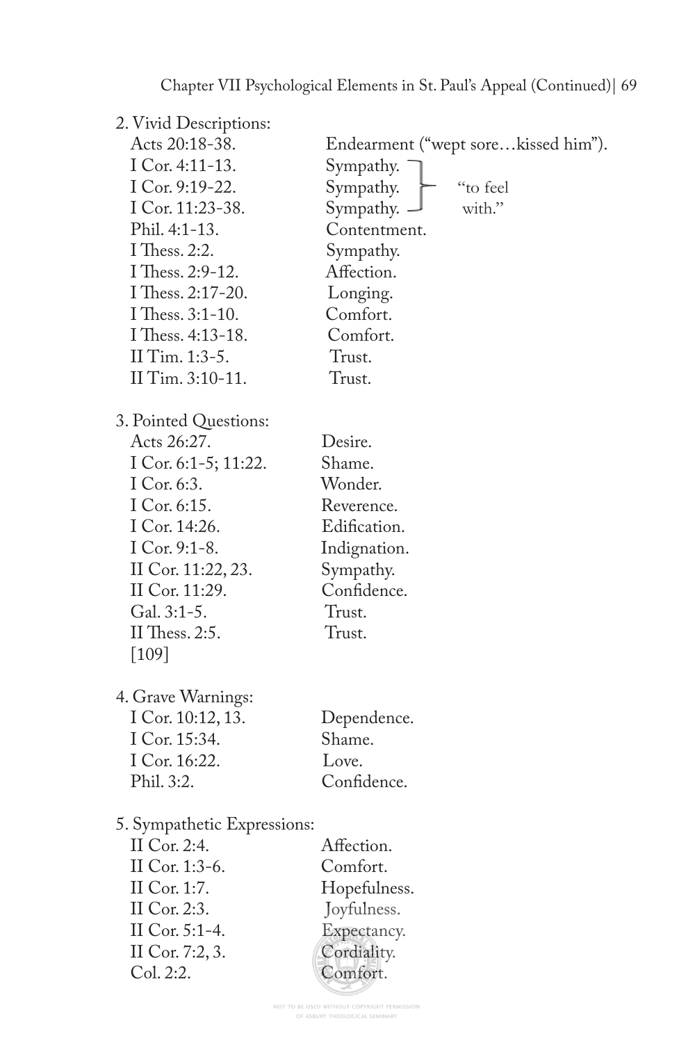2. Vivid Descriptions:

| | | |
|---|---|---|
| Acts 20:18-38. | Endearment ("wept sore…kissed him"). | |
| I Cor. 4:11-13. | Sympathy. | "to feel with." |
| I Cor. 9:19-22. | Sympathy. | |
| I Cor. 11:23-38. | Sympathy. | |
| Phil. 4:1-13. | Contentment. | |
| I Thess. 2:2. | Sympathy. | |
| I Thess. 2:9-12. | Affection. | |
| I Thess. 2:17-20. | Longing. | |
| I Thess. 3:1-10. | Comfort. | |
| I Thess. 4:13-18. | Comfort. | |
| II Tim. 1:3-5. | Trust. | |
| II Tim. 3:10-11. | Trust. | |

3. Pointed Questions:

| | |
|---|---|
| Acts 26:27. | Desire. |
| I Cor. 6:1-5; 11:22. | Shame. |
| I Cor. 6:3. | Wonder. |
| I Cor. 6:15. | Reverence. |
| I Cor. 14:26. | Edification. |
| I Cor. 9:1-8. | Indignation. |
| II Cor. 11:22, 23. | Sympathy. |
| II Cor. 11:29. | Confidence. |
| Gal. 3:1-5. | Trust. |
| II Thess. 2:5. | Trust. |

[109]

4. Grave Warnings:

| | |
|---|---|
| I Cor. 10:12, 13. | Dependence. |
| I Cor. 15:34. | Shame. |
| I Cor. 16:22. | Love. |
| Phil. 3:2. | Confidence. |

5. Sympathetic Expressions:

| | |
|---|---|
| II Cor. 2:4. | Affection. |
| II Cor. 1:3-6. | Comfort. |
| II Cor. 1:7. | Hopefulness. |
| II Cor. 2:3. | Joyfulness. |
| II Cor. 5:1-4. | Expectancy. |
| II Cor. 7:2, 3. | Cordiality. |
| Col. 2:2. | Comfort. |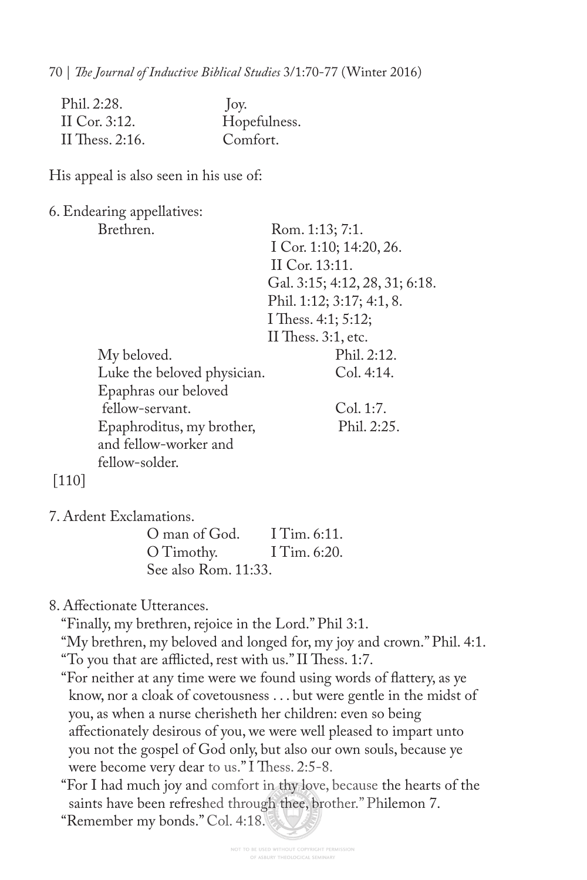| | |
|---|---|
| Phil. 2:28. | Joy. |
| II Cor. 3:12. | Hopefulness. |
| II Thess. 2:16. | Comfort. |

His appeal is also seen in his use of:

6. Endearing appellatives:

| | |
|---|---|
| Brethren. | Rom. 1:13; 7:1. I Cor. 1:10; 14:20, 26. II Cor. 13:11. Gal. 3:15; 4:12, 28, 31; 6:18. Phil. 1:12; 3:17; 4:1, 8. I Thess. 4:1; 5:12; II Thess. 3:1, etc. |
| My beloved. | Phil. 2:12. |
| Luke the beloved physician. | Col. 4:14. |
| Epaphras our beloved fellow-servant. | Col. 1:7. |
| Epaphroditus, my brother, and fellow-worker and fellow-solder. | Phil. 2:25. |

[110]

7. Ardent Exclamations.

| | |
|---|---|
| O man of God. | I Tim. 6:11. |
| O Timothy. | I Tim. 6:20. |

See also Rom. 11:33.

8. Affectionate Utterances.

"Finally, my brethren, rejoice in the Lord." Phil 3:1.

"My brethren, my beloved and longed for, my joy and crown." Phil. 4:1.

"To you that are afflicted, rest with us." II Thess. 1:7.

"For neither at any time were we found using words of flattery, as ye know, nor a cloak of covetousness . . . but were gentle in the midst of you, as when a nurse cherisheth her children: even so being affectionately desirous of you, we were well pleased to impart unto you not the gospel of God only, but also our own souls, because ye were become very dear to us." I Thess. 2:5-8.

"For I had much joy and comfort in thy love, because the hearts of the saints have been refreshed through thee, brother." Philemon 7.

"Remember my bonds." Col. 4:18.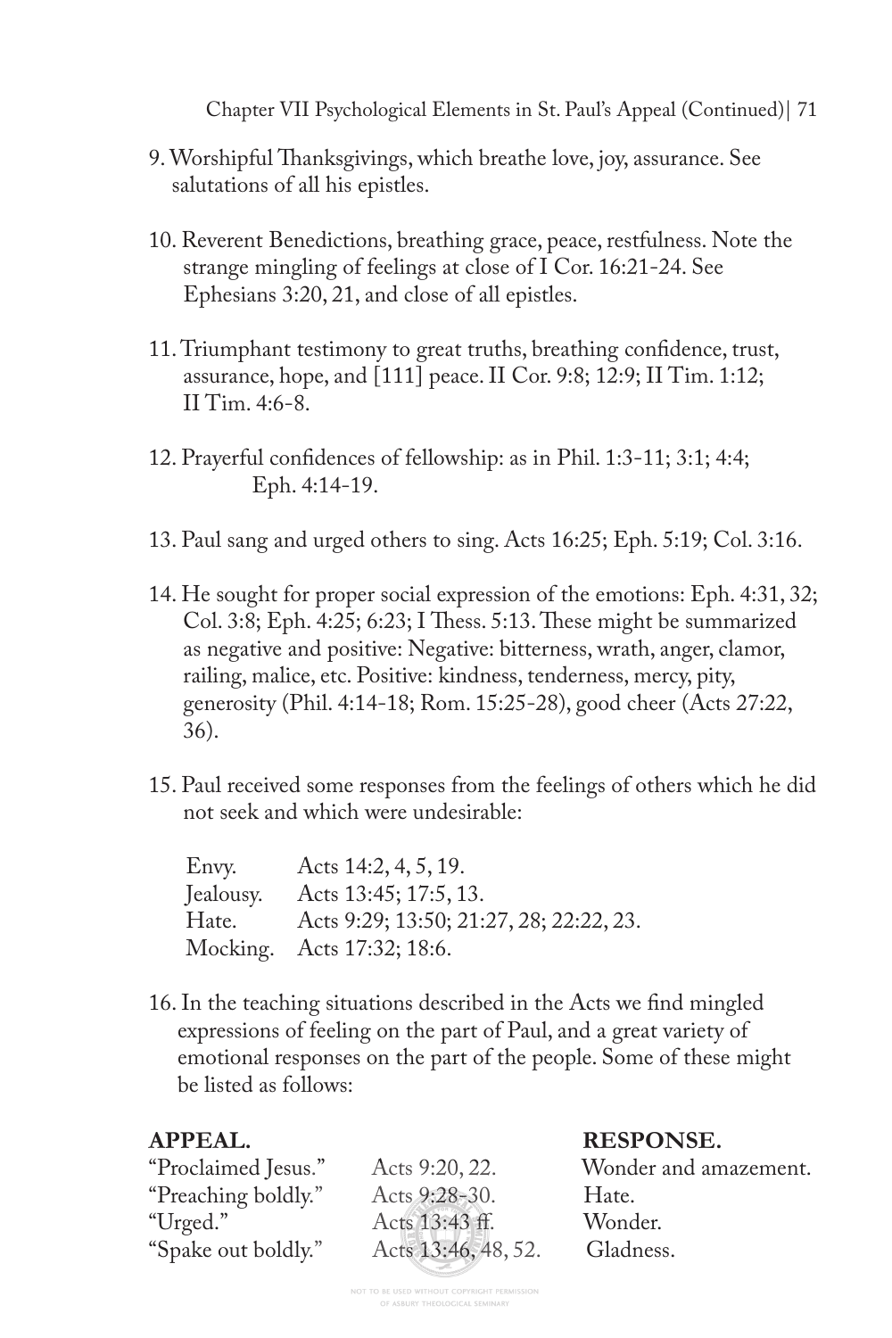9. Worshipful Thanksgivings, which breathe love, joy, assurance. See salutations of all his epistles.

10. Reverent Benedictions, breathing grace, peace, restfulness. Note the strange mingling of feelings at close of I Cor. 16:21-24. See Ephesians 3:20, 21, and close of all epistles.

11. Triumphant testimony to great truths, breathing confidence, trust, assurance, hope, and [111] peace. II Cor. 9:8; 12:9; II Tim. 1:12; II Tim. 4:6-8.

12. Prayerful confidences of fellowship: as in Phil. 1:3-11; 3:1; 4:4; Eph. 4:14-19.

13. Paul sang and urged others to sing. Acts 16:25; Eph. 5:19; Col. 3:16.

14. He sought for proper social expression of the emotions: Eph. 4:31, 32; Col. 3:8; Eph. 4:25; 6:23; I Thess. 5:13. These might be summarized as negative and positive: Negative: bitterness, wrath, anger, clamor, railing, malice, etc. Positive: kindness, tenderness, mercy, pity, generosity (Phil. 4:14-18; Rom. 15:25-28), good cheer (Acts 27:22, 36).

15. Paul received some responses from the feelings of others which he did not seek and which were undesirable:

| | |
|---|---|
| Envy. | Acts 14:2, 4, 5, 19. |
| Jealousy. | Acts 13:45; 17:5, 13. |
| Hate. | Acts 9:29; 13:50; 21:27, 28; 22:22, 23. |
| Mocking. | Acts 17:32; 18:6. |

16. In the teaching situations described in the Acts we find mingled expressions of feeling on the part of Paul, and a great variety of emotional responses on the part of the people. Some of these might be listed as follows:

| **APPEAL.** | | **RESPONSE.** |
|---|---|---|
| "Proclaimed Jesus." | Acts 9:20, 22. | Wonder and amazement. |
| "Preaching boldly." | Acts 9:28-30. | Hate. |
| "Urged." | Acts 13:43 ff. | Wonder. |
| "Spake out boldly." | Acts 13:46, 48, 52. | Gladness. |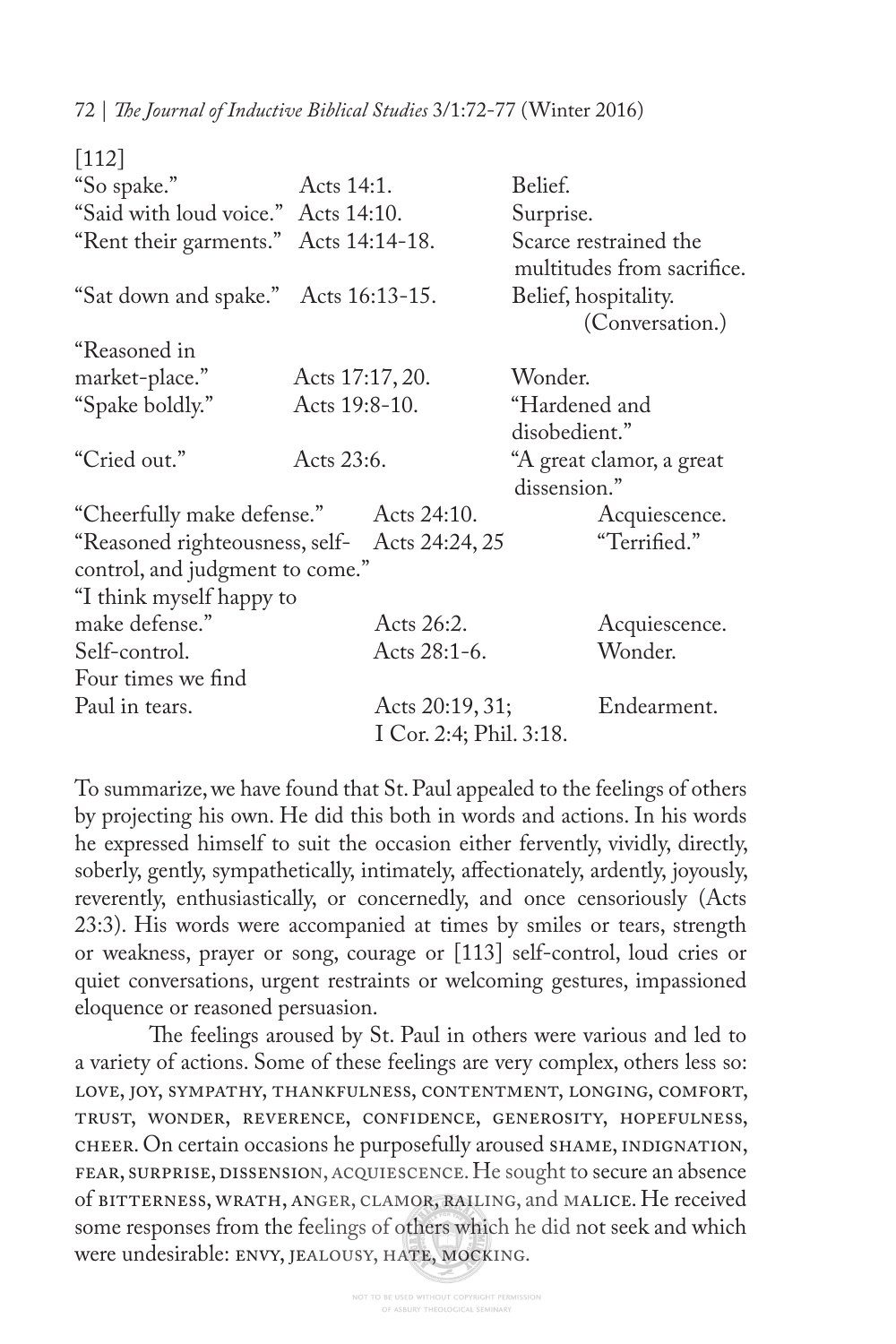[112]

| | | |
|---|---|---|
| "So spake." | Acts 14:1. | Belief. |
| "Said with loud voice." | Acts 14:10. | Surprise. |
| "Rent their garments." | Acts 14:14-18. | Scarce restrained the multitudes from sacrifice. |
| "Sat down and spake." | Acts 16:13-15. | Belief, hospitality. (Conversation.) |
| "Reasoned in market-place." | Acts 17:17, 20. | Wonder. |
| "Spake boldly." | Acts 19:8-10. | "Hardened and disobedient." |
| "Cried out." | Acts 23:6. | "A great clamor, a great dissension." |
| "Cheerfully make defense." | Acts 24:10. | Acquiescence. |
| "Reasoned righteousness, self-control, and judgment to come." | Acts 24:24, 25 | "Terrified." |
| "I think myself happy to make defense." | Acts 26:2. | Acquiescence. |
| Self-control. | Acts 28:1-6. | Wonder. |
| Four times we find Paul in tears. | Acts 20:19, 31; I Cor. 2:4; Phil. 3:18. | Endearment. |

To summarize, we have found that St. Paul appealed to the feelings of others by projecting his own. He did this both in words and actions. In his words he expressed himself to suit the occasion either fervently, vividly, directly, soberly, gently, sympathetically, intimately, affectionately, ardently, joyously, reverently, enthusiastically, or concernedly, and once censoriously (Acts 23:3). His words were accompanied at times by smiles or tears, strength or weakness, prayer or song, courage or [113] self-control, loud cries or quiet conversations, urgent restraints or welcoming gestures, impassioned eloquence or reasoned persuasion.

The feelings aroused by St. Paul in others were various and led to a variety of actions. Some of these feelings are very complex, others less so: LOVE, JOY, SYMPATHY, THANKFULNESS, CONTENTMENT, LONGING, COMFORT, TRUST, WONDER, REVERENCE, CONFIDENCE, GENEROSITY, HOPEFULNESS, CHEER. On certain occasions he purposefully aroused SHAME, INDIGNATION, FEAR, SURPRISE, DISSENSION, ACQUIESCENCE. He sought to secure an absence of BITTERNESS, WRATH, ANGER, CLAMOR, RAILING, and MALICE. He received some responses from the feelings of others which he did not seek and which were undesirable: ENVY, JEALOUSY, HATE, MOCKING.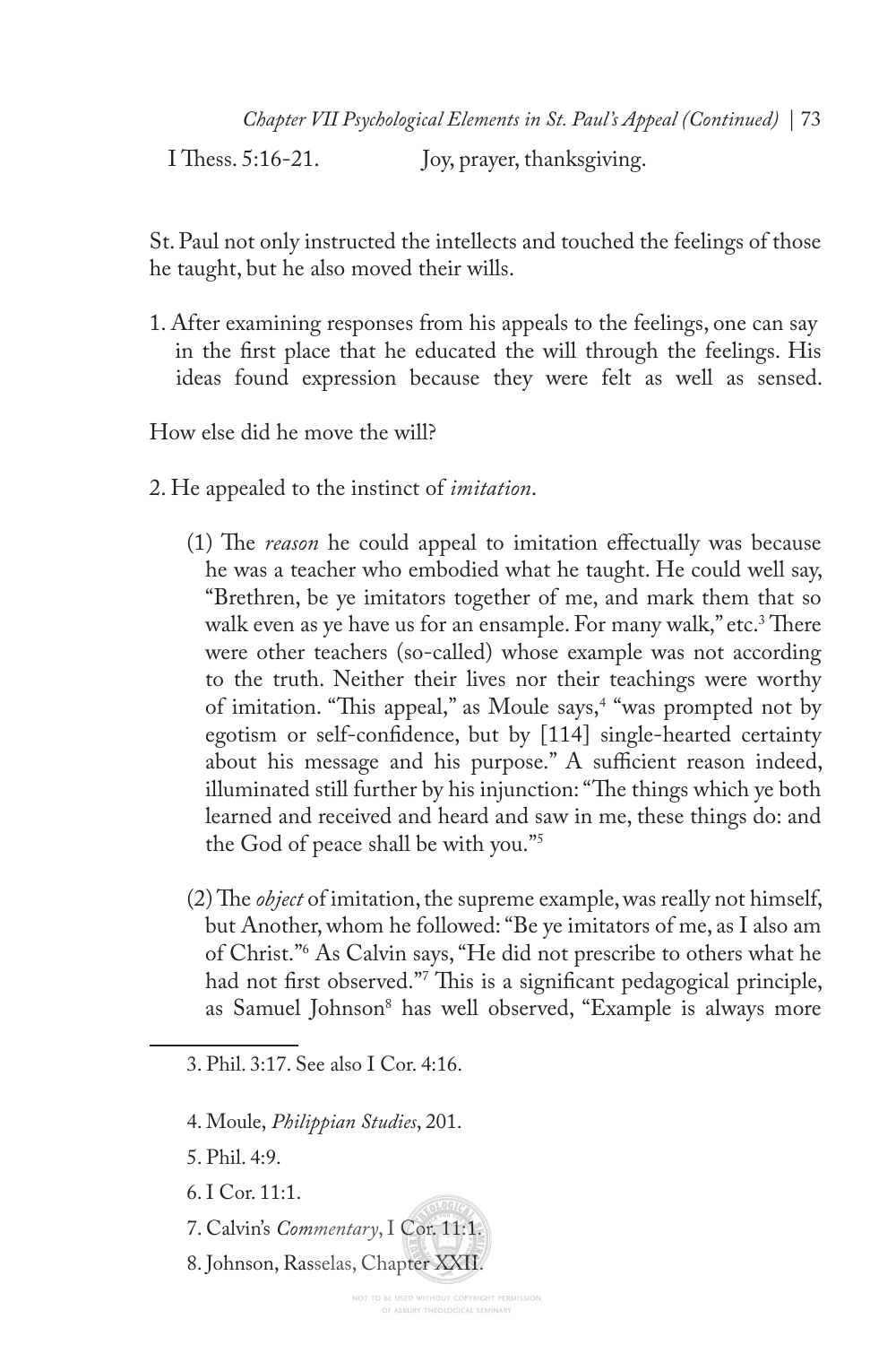I Thess. 5:16-21.    Joy, prayer, thanksgiving.

St. Paul not only instructed the intellects and touched the feelings of those he taught, but he also moved their wills.

1. After examining responses from his appeals to the feelings, one can say in the first place that he educated the will through the feelings. His ideas found expression because they were felt as well as sensed.

How else did he move the will?

2. He appealed to the instinct of *imitation*.

   (1) The *reason* he could appeal to imitation effectually was because he was a teacher who embodied what he taught. He could well say, "Brethren, be ye imitators together of me, and mark them that so walk even as ye have us for an ensample. For many walk," etc.[3] There were other teachers (so-called) whose example was not according to the truth. Neither their lives nor their teachings were worthy of imitation. "This appeal," as Moule says,[4] "was prompted not by egotism or self-confidence, but by [114] single-hearted certainty about his message and his purpose." A sufficient reason indeed, illuminated still further by his injunction: "The things which ye both learned and received and heard and saw in me, these things do: and the God of peace shall be with you."[5]

   (2) The *object* of imitation, the supreme example, was really not himself, but Another, whom he followed: "Be ye imitators of me, as I also am of Christ."[6] As Calvin says, "He did not prescribe to others what he had not first observed."[7] This is a significant pedagogical principle, as Samuel Johnson[8] has well observed, "Example is always more

---

3. Phil. 3:17. See also I Cor. 4:16.

4. Moule, *Philippian Studies*, 201.

5. Phil. 4:9.

6. I Cor. 11:1.

7. Calvin's *Commentary*, I Cor. 11:1.

8. Johnson, Rasselas, Chapter XXII.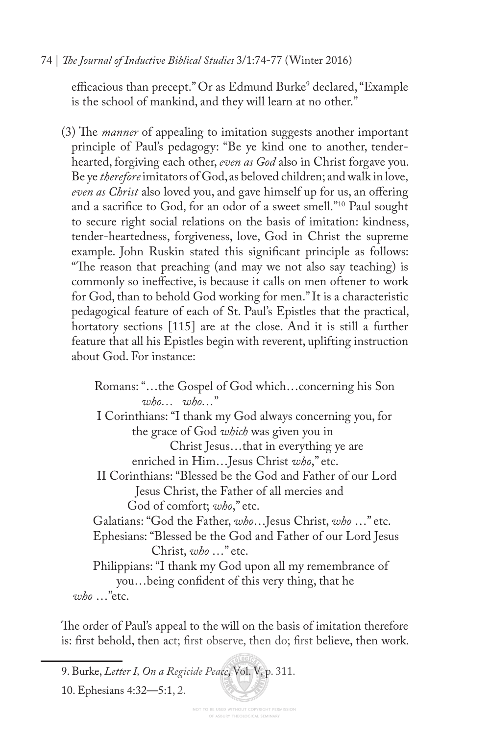efficacious than precept." Or as Edmund Burke[9] declared, "Example is the school of mankind, and they will learn at no other."

(3) The *manner* of appealing to imitation suggests another important principle of Paul's pedagogy: "Be ye kind one to another, tender-hearted, forgiving each other, *even as God* also in Christ forgave you. Be ye *therefore* imitators of God, as beloved children; and walk in love, *even as Christ* also loved you, and gave himself up for us, an offering and a sacrifice to God, for an odor of a sweet smell."[10] Paul sought to secure right social relations on the basis of imitation: kindness, tender-heartedness, forgiveness, love, God in Christ the supreme example. John Ruskin stated this significant principle as follows: "The reason that preaching (and may we not also say teaching) is commonly so ineffective, is because it calls on men oftener to work for God, than to behold God working for men." It is a characteristic pedagogical feature of each of St. Paul's Epistles that the practical, hortatory sections [115] are at the close. And it is still a further feature that all his Epistles begin with reverent, uplifting instruction about God. For instance:

Romans: "…the Gospel of God which…concerning his Son *who*… *who*…"

I Corinthians: "I thank my God always concerning you, for the grace of God *which* was given you in Christ Jesus…that in everything ye are enriched in Him…Jesus Christ *who*," etc.

II Corinthians: "Blessed be the God and Father of our Lord Jesus Christ, the Father of all mercies and God of comfort; *who*," etc.

Galatians: "God the Father, *who*…Jesus Christ, *who* …" etc.

Ephesians: "Blessed be the God and Father of our Lord Jesus Christ, *who* …" etc.

Philippians: "I thank my God upon all my remembrance of you…being confident of this very thing, that he *who* …"etc.

The order of Paul's appeal to the will on the basis of imitation therefore is: first behold, then act; first observe, then do; first believe, then work.

9. Burke, *Letter I, On a Regicide Peace*, Vol. V, p. 311.

10. Ephesians 4:32—5:1, 2.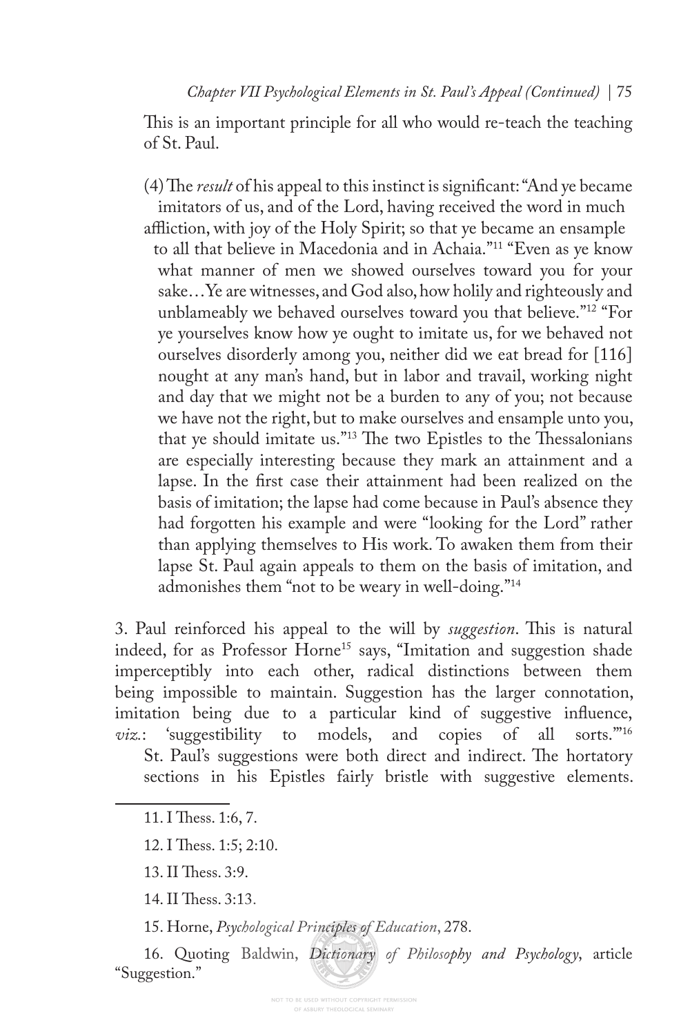This is an important principle for all who would re-teach the teaching of St. Paul.

(4) The *result* of his appeal to this instinct is significant: "And ye became imitators of us, and of the Lord, having received the word in much affliction, with joy of the Holy Spirit; so that ye became an ensample to all that believe in Macedonia and in Achaia."[11] "Even as ye know what manner of men we showed ourselves toward you for your sake…Ye are witnesses, and God also, how holily and righteously and unblameably we behaved ourselves toward you that believe."[12] "For ye yourselves know how ye ought to imitate us, for we behaved not ourselves disorderly among you, neither did we eat bread for [116] nought at any man's hand, but in labor and travail, working night and day that we might not be a burden to any of you; not because we have not the right, but to make ourselves and ensample unto you, that ye should imitate us."[13] The two Epistles to the Thessalonians are especially interesting because they mark an attainment and a lapse. In the first case their attainment had been realized on the basis of imitation; the lapse had come because in Paul's absence they had forgotten his example and were "looking for the Lord" rather than applying themselves to His work. To awaken them from their lapse St. Paul again appeals to them on the basis of imitation, and admonishes them "not to be weary in well-doing."[14]

3. Paul reinforced his appeal to the will by *suggestion*. This is natural indeed, for as Professor Horne[15] says, "Imitation and suggestion shade imperceptibly into each other, radical distinctions between them being impossible to maintain. Suggestion has the larger connotation, imitation being due to a particular kind of suggestive influence, *viz.*: 'suggestibility to models, and copies of all sorts.'"[16] St. Paul's suggestions were both direct and indirect. The hortatory sections in his Epistles fairly bristle with suggestive elements.

---

11. I Thess. 1:6, 7.

12. I Thess. 1:5; 2:10.

13. II Thess. 3:9.

14. II Thess. 3:13.

15. Horne, *Psychological Principles of Education*, 278.

16. Quoting Baldwin, *Dictionary of Philosophy and Psychology*, article "Suggestion."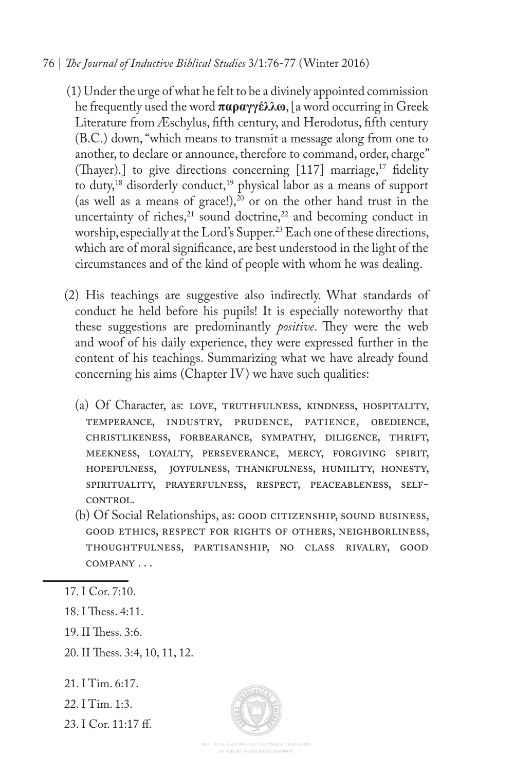(1) Under the urge of what he felt to be a divinely appointed commission he frequently used the word **παραγγέλλω**, [a word occurring in Greek Literature from Æschylus, fifth century, and Herodotus, fifth century (B.C.) down, "which means to transmit a message along from one to another, to declare or announce, therefore to command, order, charge" (Thayer).] to give directions concerning [117] marriage,[17] fidelity to duty,[18] disorderly conduct,[19] physical labor as a means of support (as well as a means of grace!),[20] or on the other hand trust in the uncertainty of riches,[21] sound doctrine,[22] and becoming conduct in worship, especially at the Lord's Supper.[23] Each one of these directions, which are of moral significance, are best understood in the light of the circumstances and of the kind of people with whom he was dealing.

(2) His teachings are suggestive also indirectly. What standards of conduct he held before his pupils! It is especially noteworthy that these suggestions are predominantly *positive*. They were the web and woof of his daily experience, they were expressed further in the content of his teachings. Summarizing what we have already found concerning his aims (Chapter IV) we have such qualities:

(a) Of Character, as: LOVE, TRUTHFULNESS, KINDNESS, HOSPITALITY, TEMPERANCE, INDUSTRY, PRUDENCE, PATIENCE, OBEDIENCE, CHRISTLIKENESS, FORBEARANCE, SYMPATHY, DILIGENCE, THRIFT, MEEKNESS, LOYALTY, PERSEVERANCE, MERCY, FORGIVING SPIRIT, HOPEFULNESS, JOYFULNESS, THANKFULNESS, HUMILITY, HONESTY, SPIRITUALITY, PRAYERFULNESS, RESPECT, PEACEABLENESS, SELF-CONTROL.

(b) Of Social Relationships, as: GOOD CITIZENSHIP, SOUND BUSINESS, GOOD ETHICS, RESPECT FOR RIGHTS OF OTHERS, NEIGHBORLINESS, THOUGHTFULNESS, PARTISANSHIP, NO CLASS RIVALRY, GOOD COMPANY . . .

---

17. I Cor. 7:10.

18. I Thess. 4:11.

19. II Thess. 3:6.

20. II Thess. 3:4, 10, 11, 12.

21. I Tim. 6:17.

22. I Tim. 1:3.

23. I Cor. 11:17 ff.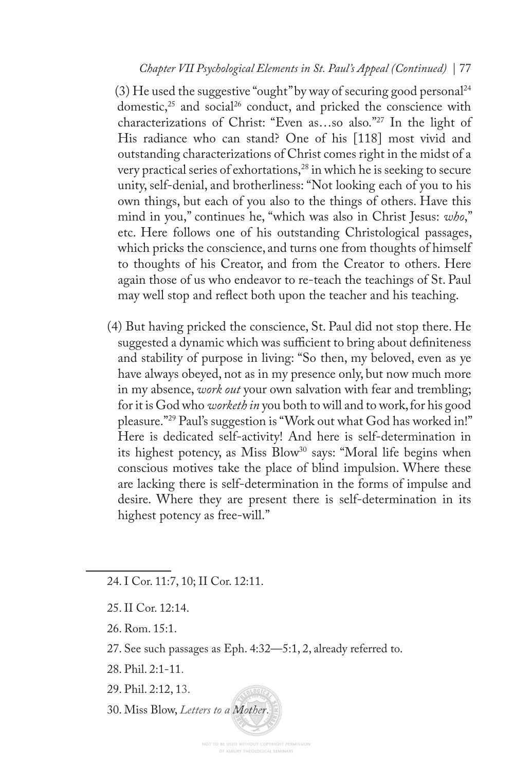(3) He used the suggestive "ought" by way of securing good personal[24] domestic,[25] and social[26] conduct, and pricked the conscience with characterizations of Christ: "Even as…so also."[27] In the light of His radiance who can stand? One of his [118] most vivid and outstanding characterizations of Christ comes right in the midst of a very practical series of exhortations,[28] in which he is seeking to secure unity, self-denial, and brotherliness: "Not looking each of you to his own things, but each of you also to the things of others. Have this mind in you," continues he, "which was also in Christ Jesus: *who*," etc. Here follows one of his outstanding Christological passages, which pricks the conscience, and turns one from thoughts of himself to thoughts of his Creator, and from the Creator to others. Here again those of us who endeavor to re-teach the teachings of St. Paul may well stop and reflect both upon the teacher and his teaching.

(4) But having pricked the conscience, St. Paul did not stop there. He suggested a dynamic which was sufficient to bring about definiteness and stability of purpose in living: "So then, my beloved, even as ye have always obeyed, not as in my presence only, but now much more in my absence, *work out* your own salvation with fear and trembling; for it is God who *worketh in* you both to will and to work, for his good pleasure."[29] Paul's suggestion is "Work out what God has worked in!" Here is dedicated self-activity! And here is self-determination in its highest potency, as Miss Blow[30] says: "Moral life begins when conscious motives take the place of blind impulsion. Where these are lacking there is self-determination in the forms of impulse and desire. Where they are present there is self-determination in its highest potency as free-will."

---

24. I Cor. 11:7, 10; II Cor. 12:11.

25. II Cor. 12:14.

26. Rom. 15:1.

27. See such passages as Eph. 4:32—5:1, 2, already referred to.

28. Phil. 2:1-11.

29. Phil. 2:12, 13.

30. Miss Blow, *Letters to a Mother*.